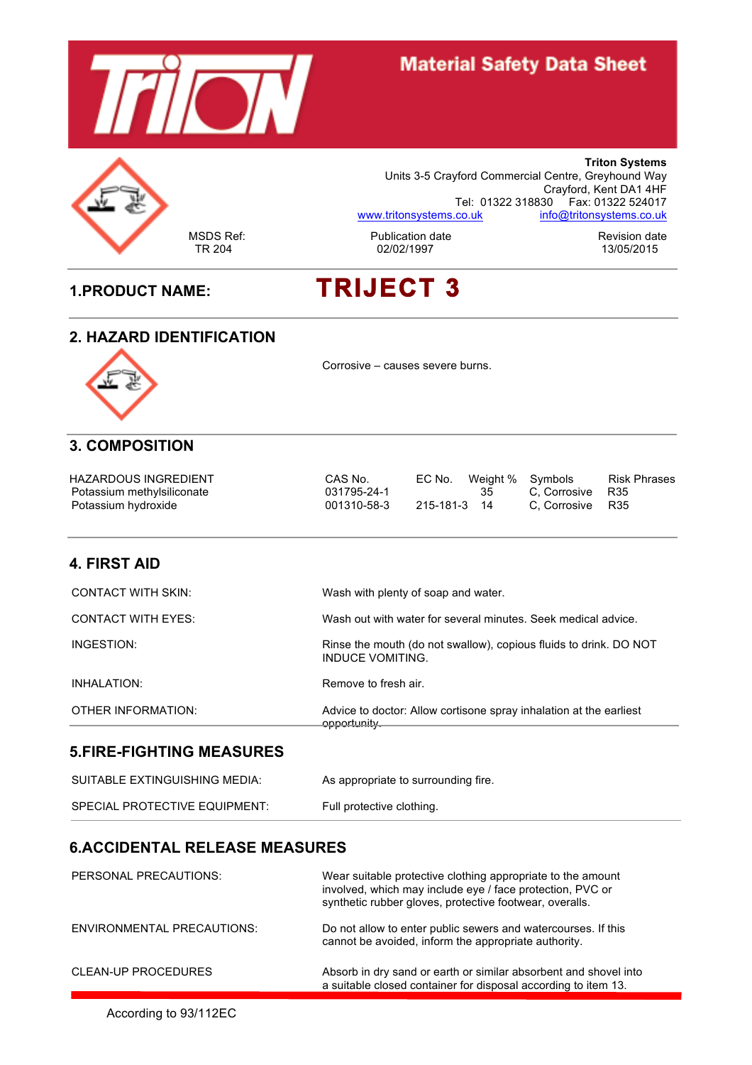# Material Safety Data Sheet

**Triton Systems**
Units 3-5 Crayford Commercial Centre, Greyhound Way
Crayford, Kent DA1 4HF
Tel: 01322 318830 Fax: 01322 524017
www.tritonsystems.co.uk info@tritonsystems.co.uk

| MSDS Ref: | Publication date | Revision date |
|---|---|---|
| TR 204 | 02/02/1997 | 13/05/2015 |

## 1.PRODUCT NAME: TRIJECT 3

## 2. HAZARD IDENTIFICATION

Corrosive – causes severe burns.

## 3. COMPOSITION

| HAZARDOUS INGREDIENT | CAS No. | EC No. | Weight % | Symbols | Risk Phrases |
|---|---|---|---|---|---|
| Potassium methylsiliconate | 031795-24-1 | | 35 | C, Corrosive | R35 |
| Potassium hydroxide | 001310-58-3 | 215-181-3 | 14 | C, Corrosive | R35 |

## 4. FIRST AID

CONTACT WITH SKIN: Wash with plenty of soap and water.

CONTACT WITH EYES: Wash out with water for several minutes. Seek medical advice.

INGESTION: Rinse the mouth (do not swallow), copious fluids to drink. DO NOT INDUCE VOMITING.

INHALATION: Remove to fresh air.

OTHER INFORMATION: Advice to doctor: Allow cortisone spray inhalation at the earliest opportunity.

## 5.FIRE-FIGHTING MEASURES

SUITABLE EXTINGUISHING MEDIA: As appropriate to surrounding fire.

SPECIAL PROTECTIVE EQUIPMENT: Full protective clothing.

## 6.ACCIDENTAL RELEASE MEASURES

PERSONAL PRECAUTIONS: Wear suitable protective clothing appropriate to the amount involved, which may include eye / face protection, PVC or synthetic rubber gloves, protective footwear, overalls.

ENVIRONMENTAL PRECAUTIONS: Do not allow to enter public sewers and watercourses. If this cannot be avoided, inform the appropriate authority.

CLEAN-UP PROCEDURES: Absorb in dry sand or earth or similar absorbent and shovel into a suitable closed container for disposal according to item 13.

According to 93/112EC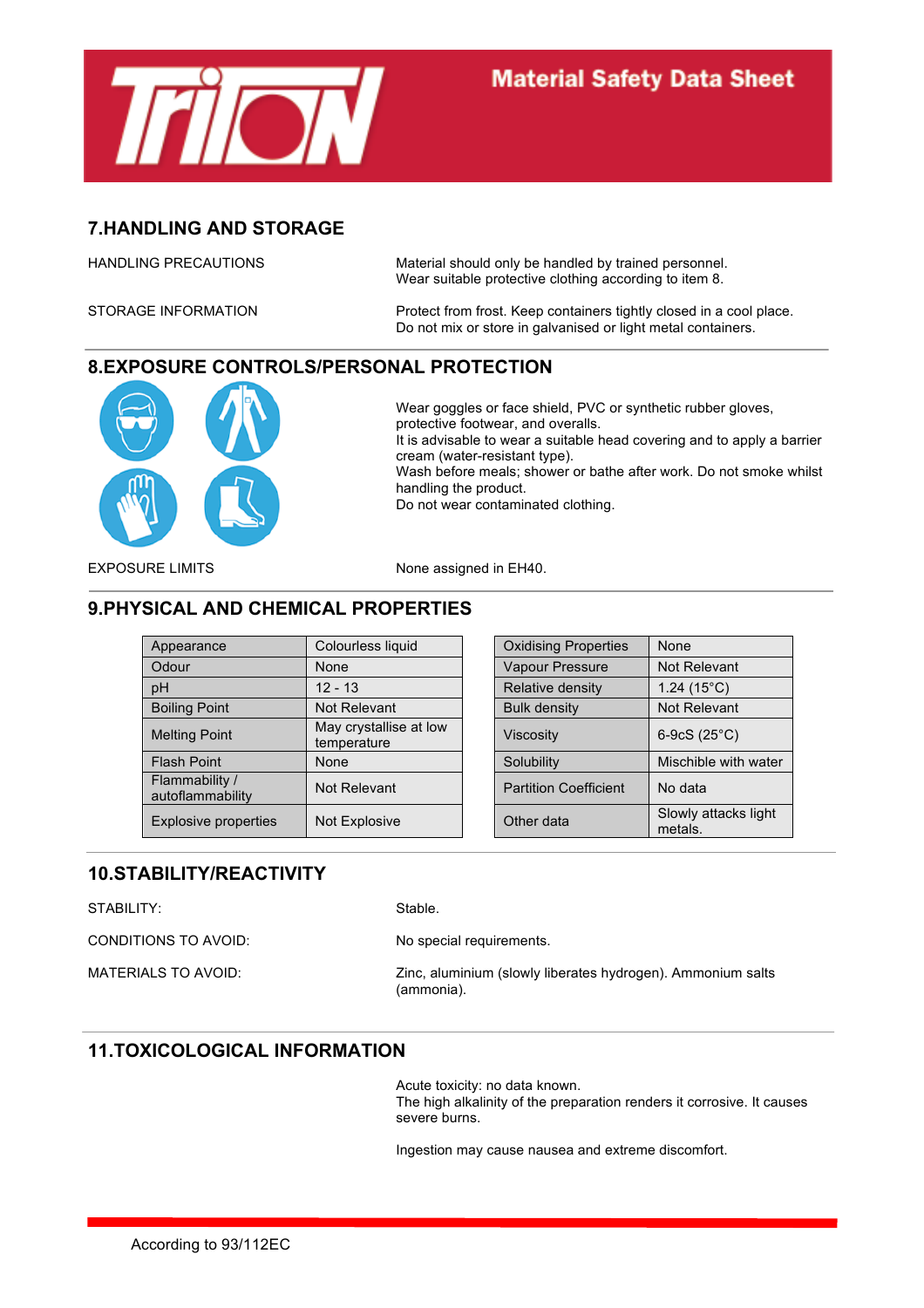## 7.HANDLING AND STORAGE

HANDLING PRECAUTIONS

Material should only be handled by trained personnel.
Wear suitable protective clothing according to item 8.

STORAGE INFORMATION

Protect from frost. Keep containers tightly closed in a cool place.
Do not mix or store in galvanised or light metal containers.

## 8.EXPOSURE CONTROLS/PERSONAL PROTECTION

Wear goggles or face shield, PVC or synthetic rubber gloves, protective footwear, and overalls.
It is advisable to wear a suitable head covering and to apply a barrier cream (water-resistant type).
Wash before meals; shower or bathe after work. Do not smoke whilst handling the product.
Do not wear contaminated clothing.

EXPOSURE LIMITS

None assigned in EH40.

## 9.PHYSICAL AND CHEMICAL PROPERTIES

| Property | Value |
|---|---|
| Appearance | Colourless liquid |
| Odour | None |
| pH | 12 - 13 |
| Boiling Point | Not Relevant |
| Melting Point | May crystallise at low temperature |
| Flash Point | None |
| Flammability / autoflammability | Not Relevant |
| Explosive properties | Not Explosive |

| Property | Value |
|---|---|
| Oxidising Properties | None |
| Vapour Pressure | Not Relevant |
| Relative density | 1.24 (15°C) |
| Bulk density | Not Relevant |
| Viscosity | 6-9cS (25°C) |
| Solubility | Mischible with water |
| Partition Coefficient | No data |
| Other data | Slowly attacks light metals. |

## 10.STABILITY/REACTIVITY

STABILITY:

Stable.

CONDITIONS TO AVOID:

No special requirements.

MATERIALS TO AVOID:

Zinc, aluminium (slowly liberates hydrogen). Ammonium salts (ammonia).

## 11.TOXICOLOGICAL INFORMATION

Acute toxicity: no data known.
The high alkalinity of the preparation renders it corrosive. It causes severe burns.

Ingestion may cause nausea and extreme discomfort.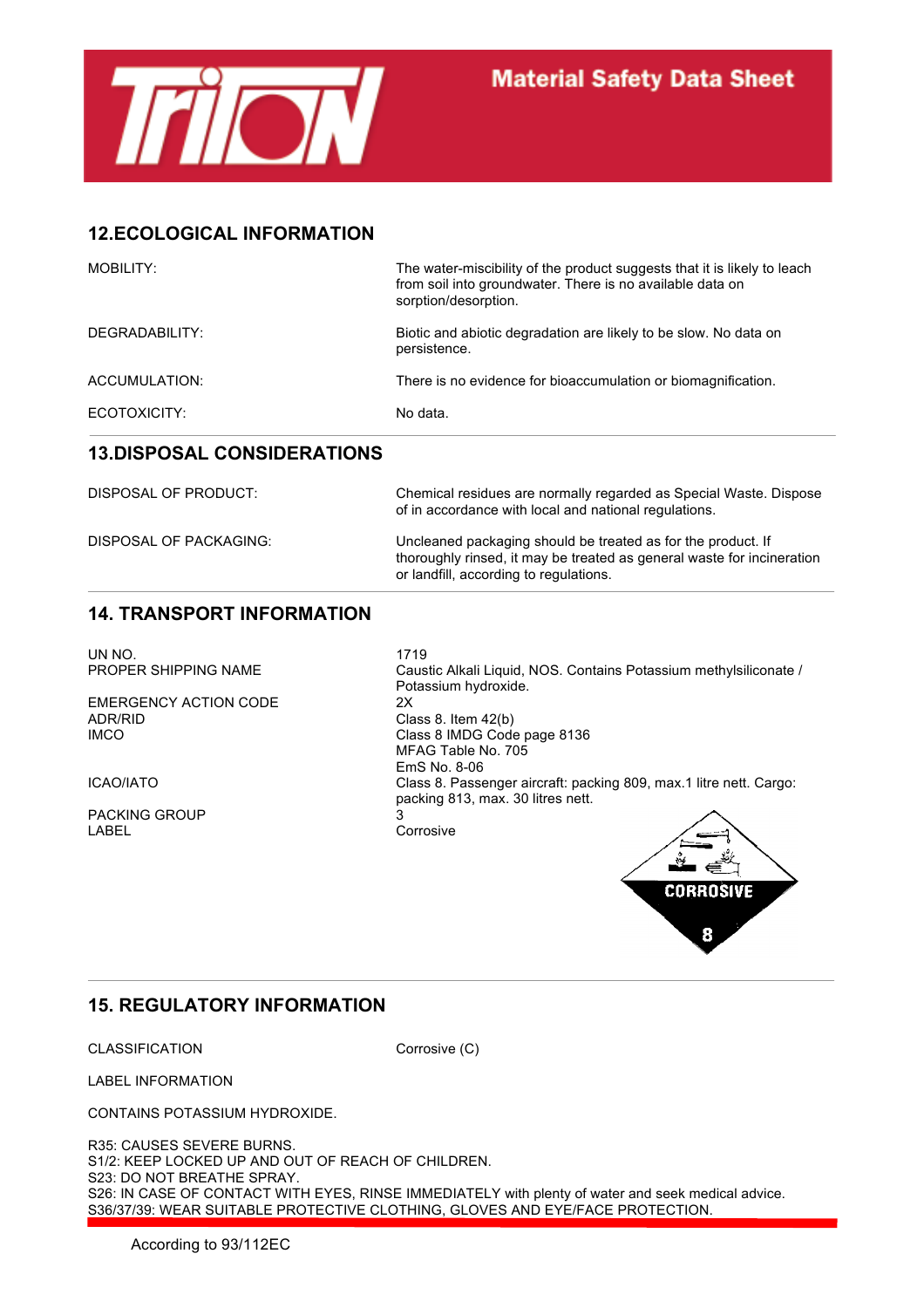## 12.ECOLOGICAL INFORMATION

| | |
|---|---|
| MOBILITY: | The water-miscibility of the product suggests that it is likely to leach from soil into groundwater. There is no available data on sorption/desorption. |
| DEGRADABILITY: | Biotic and abiotic degradation are likely to be slow. No data on persistence. |
| ACCUMULATION: | There is no evidence for bioaccumulation or biomagnification. |
| ECOTOXICITY: | No data. |

## 13.DISPOSAL CONSIDERATIONS

| | |
|---|---|
| DISPOSAL OF PRODUCT: | Chemical residues are normally regarded as Special Waste. Dispose of in accordance with local and national regulations. |
| DISPOSAL OF PACKAGING: | Uncleaned packaging should be treated as for the product. If thoroughly rinsed, it may be treated as general waste for incineration or landfill, according to regulations. |

## 14. TRANSPORT INFORMATION

| | |
|---|---|
| UN NO. | 1719 |
| PROPER SHIPPING NAME | Caustic Alkali Liquid, NOS. Contains Potassium methylsiliconate / Potassium hydroxide. |
| EMERGENCY ACTION CODE | 2X |
| ADR/RID | Class 8. Item 42(b) |
| IMCO | Class 8 IMDG Code page 8136<br>MFAG Table No. 705<br>EmS No. 8-06 |
| ICAO/IATO | Class 8. Passenger aircraft: packing 809, max.1 litre nett. Cargo: packing 813, max. 30 litres nett. |
| PACKING GROUP | 3 |
| LABEL | Corrosive |

CORROSIVE

8

## 15. REGULATORY INFORMATION

| | |
|---|---|
| CLASSIFICATION | Corrosive (C) |

LABEL INFORMATION

CONTAINS POTASSIUM HYDROXIDE.

R35: CAUSES SEVERE BURNS.
S1/2: KEEP LOCKED UP AND OUT OF REACH OF CHILDREN.
S23: DO NOT BREATHE SPRAY.
S26: IN CASE OF CONTACT WITH EYES, RINSE IMMEDIATELY with plenty of water and seek medical advice.
S36/37/39: WEAR SUITABLE PROTECTIVE CLOTHING, GLOVES AND EYE/FACE PROTECTION.

According to 93/112EC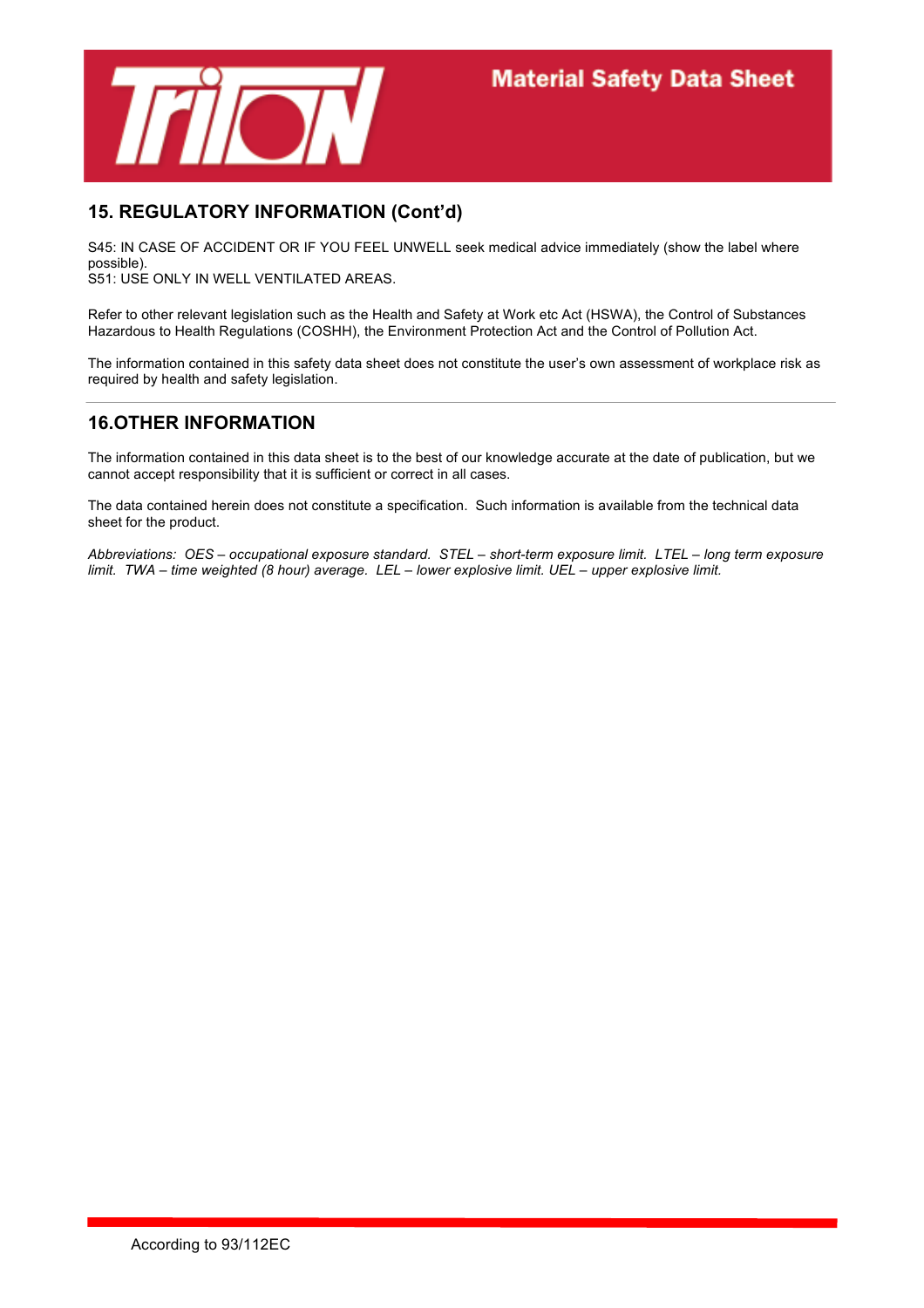## 15. REGULATORY INFORMATION (Cont'd)

S45: IN CASE OF ACCIDENT OR IF YOU FEEL UNWELL seek medical advice immediately (show the label where possible).
S51: USE ONLY IN WELL VENTILATED AREAS.

Refer to other relevant legislation such as the Health and Safety at Work etc Act (HSWA), the Control of Substances Hazardous to Health Regulations (COSHH), the Environment Protection Act and the Control of Pollution Act.

The information contained in this safety data sheet does not constitute the user's own assessment of workplace risk as required by health and safety legislation.

## 16.OTHER INFORMATION

The information contained in this data sheet is to the best of our knowledge accurate at the date of publication, but we cannot accept responsibility that it is sufficient or correct in all cases.

The data contained herein does not constitute a specification. Such information is available from the technical data sheet for the product.

*Abbreviations: OES – occupational exposure standard. STEL – short-term exposure limit. LTEL – long term exposure limit. TWA – time weighted (8 hour) average. LEL – lower explosive limit. UEL – upper explosive limit.*